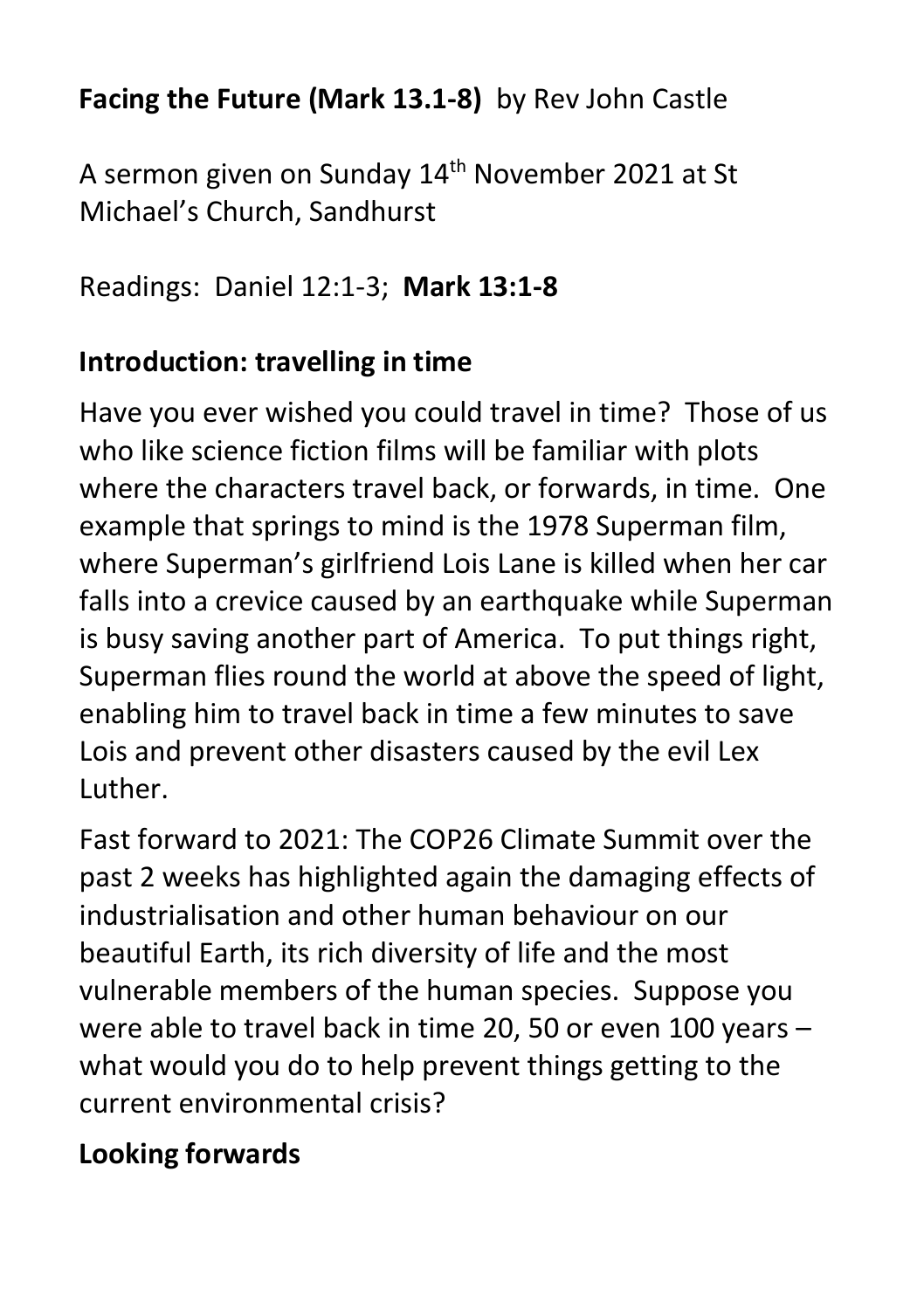# **Facing the Future (Mark 13.1-8)** by Rev John Castle

A sermon given on Sunday 14th November 2021 at St Michael's Church, Sandhurst

Readings: Daniel 12:1-3; **Mark 13:1-8**

## Introduction: travelling in time

Have you ever wished you could travel in time? Those of us who like science fiction films will be familiar with plots where the characters travel back, or forwards, in time. One example that springs to mind is the 1978 Superman film, where Superman's girlfriend Lois Lane is killed when her car falls into a crevice caused by an earthquake while Superman is busy saving another part of America. To put things right, Superman flies round the world at above the speed of light, enabling him to travel back in time a few minutes to save Lois and prevent other disasters caused by the evil Lex Luther.

Fast forward to 2021: The COP26 Climate Summit over the past 2 weeks has highlighted again the damaging effects of industrialisation and other human behaviour on our beautiful Earth, its rich diversity of life and the most vulnerable members of the human species. Suppose you were able to travel back in time 20, 50 or even 100 years – what would you do to help prevent things getting to the current environmental crisis?

## Looking forwards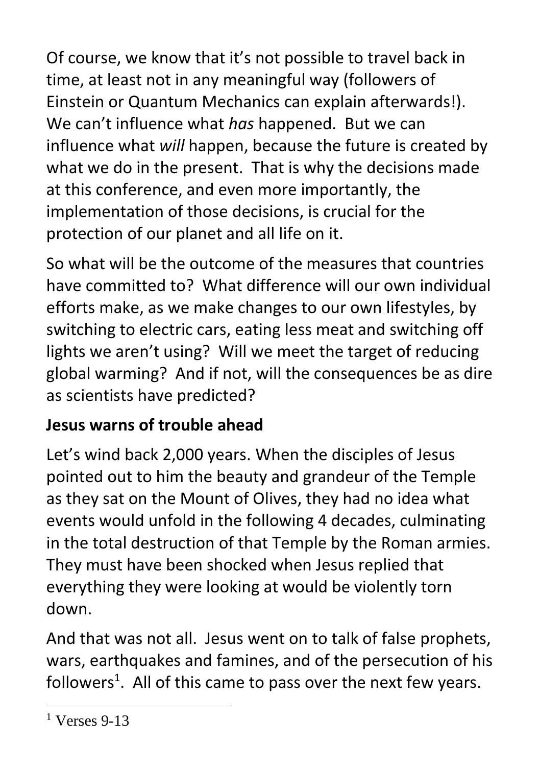Of course, we know that it's not possible to travel back in time, at least not in any meaningful way (followers of Einstein or Quantum Mechanics can explain afterwards!). We can't influence what *has* happened. But we can influence what *will* happen, because the future is created by what we do in the present. That is why the decisions made at this conference, and even more importantly, the implementation of those decisions, is crucial for the protection of our planet and all life on it.

So what will be the outcome of the measures that countries have committed to? What difference will our own individual efforts make, as we make changes to our own lifestyles, by switching to electric cars, eating less meat and switching off lights we aren't using? Will we meet the target of reducing global warming? And if not, will the consequences be as dire as scientists have predicted?

## Jesus warns of trouble ahead

Let's wind back 2,000 years. When the disciples of Jesus pointed out to him the beauty and grandeur of the Temple as they sat on the Mount of Olives, they had no idea what events would unfold in the following 4 decades, culminating in the total destruction of that Temple by the Roman armies. They must have been shocked when Jesus replied that everything they were looking at would be violently torn down.

And that was not all. Jesus went on to talk of false prophets, wars, earthquakes and famines, and of the persecution of his followers[1]. All of this came to pass over the next few years.

[1] Verses 9-13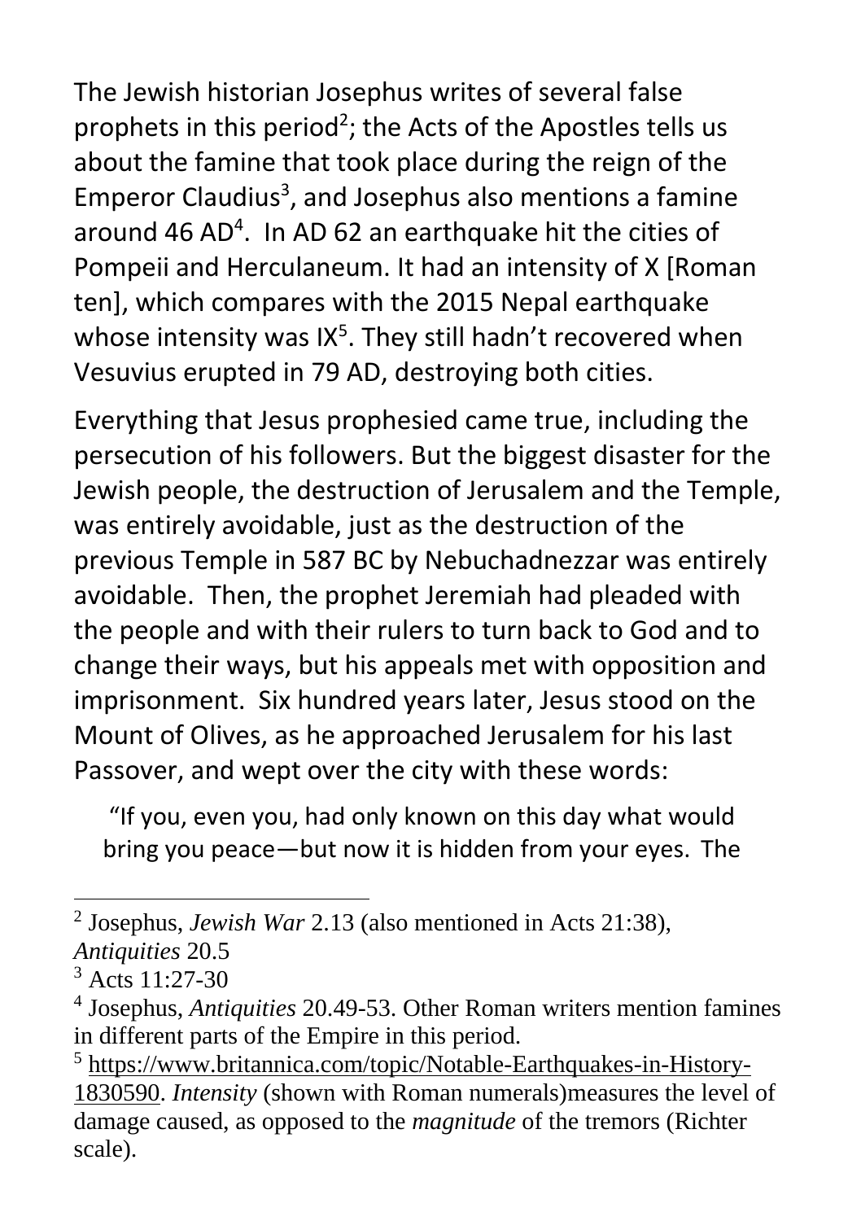The Jewish historian Josephus writes of several false prophets in this period[2]; the Acts of the Apostles tells us about the famine that took place during the reign of the Emperor Claudius[3], and Josephus also mentions a famine around 46 AD[4]. In AD 62 an earthquake hit the cities of Pompeii and Herculaneum. It had an intensity of X [Roman ten], which compares with the 2015 Nepal earthquake whose intensity was IX[5]. They still hadn't recovered when Vesuvius erupted in 79 AD, destroying both cities.

Everything that Jesus prophesied came true, including the persecution of his followers. But the biggest disaster for the Jewish people, the destruction of Jerusalem and the Temple, was entirely avoidable, just as the destruction of the previous Temple in 587 BC by Nebuchadnezzar was entirely avoidable. Then, the prophet Jeremiah had pleaded with the people and with their rulers to turn back to God and to change their ways, but his appeals met with opposition and imprisonment. Six hundred years later, Jesus stood on the Mount of Olives, as he approached Jerusalem for his last Passover, and wept over the city with these words:

> "If you, even you, had only known on this day what would bring you peace—but now it is hidden from your eyes. The

---

[2] Josephus, *Jewish War* 2.13 (also mentioned in Acts 21:38), *Antiquities* 20.5

[3] Acts 11:27-30

[4] Josephus, *Antiquities* 20.49-53. Other Roman writers mention famines in different parts of the Empire in this period.

[5] https://www.britannica.com/topic/Notable-Earthquakes-in-History-1830590. *Intensity* (shown with Roman numerals)measures the level of damage caused, as opposed to the *magnitude* of the tremors (Richter scale).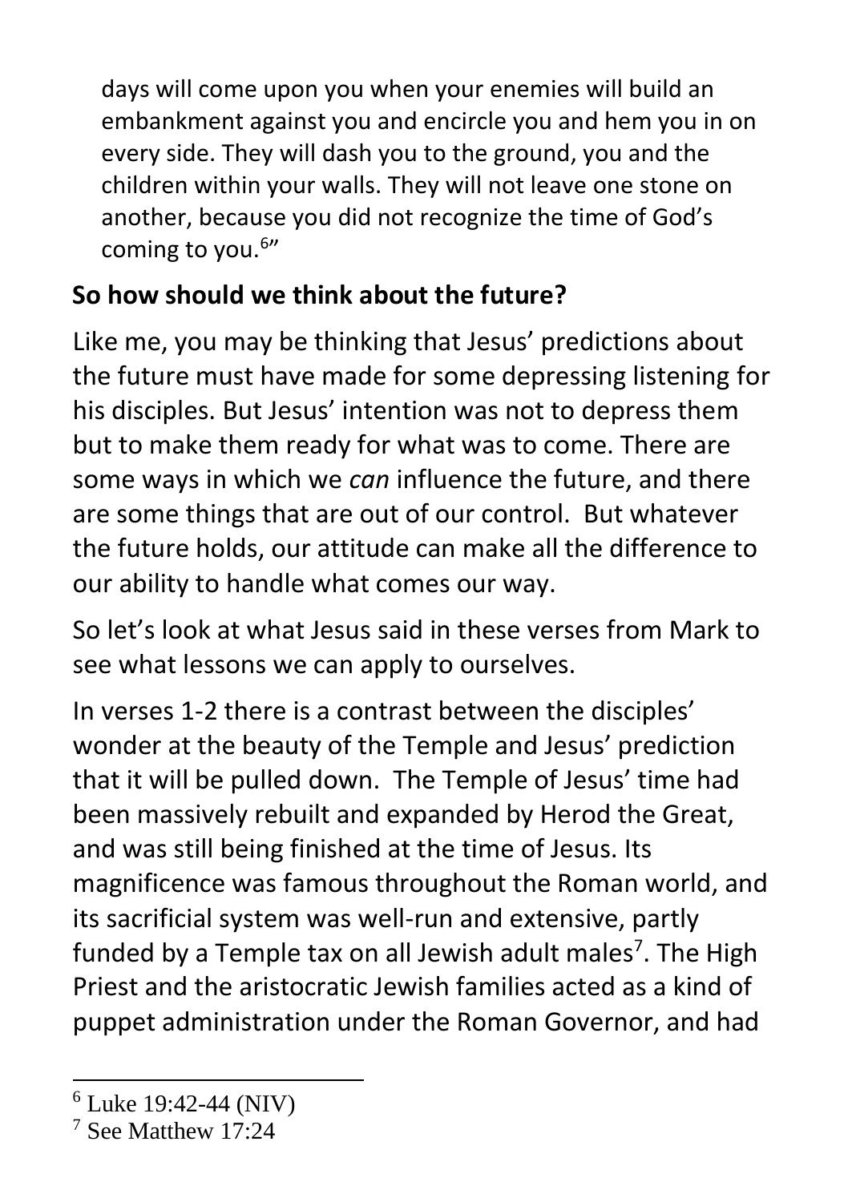days will come upon you when your enemies will build an embankment against you and encircle you and hem you in on every side. They will dash you to the ground, you and the children within your walls. They will not leave one stone on another, because you did not recognize the time of God's coming to you.[6]"

## So how should we think about the future?

Like me, you may be thinking that Jesus' predictions about the future must have made for some depressing listening for his disciples. But Jesus' intention was not to depress them but to make them ready for what was to come. There are some ways in which we *can* influence the future, and there are some things that are out of our control. But whatever the future holds, our attitude can make all the difference to our ability to handle what comes our way.

So let's look at what Jesus said in these verses from Mark to see what lessons we can apply to ourselves.

In verses 1-2 there is a contrast between the disciples' wonder at the beauty of the Temple and Jesus' prediction that it will be pulled down. The Temple of Jesus' time had been massively rebuilt and expanded by Herod the Great, and was still being finished at the time of Jesus. Its magnificence was famous throughout the Roman world, and its sacrificial system was well-run and extensive, partly funded by a Temple tax on all Jewish adult males[7]. The High Priest and the aristocratic Jewish families acted as a kind of puppet administration under the Roman Governor, and had

---

[6] Luke 19:42-44 (NIV)

[7] See Matthew 17:24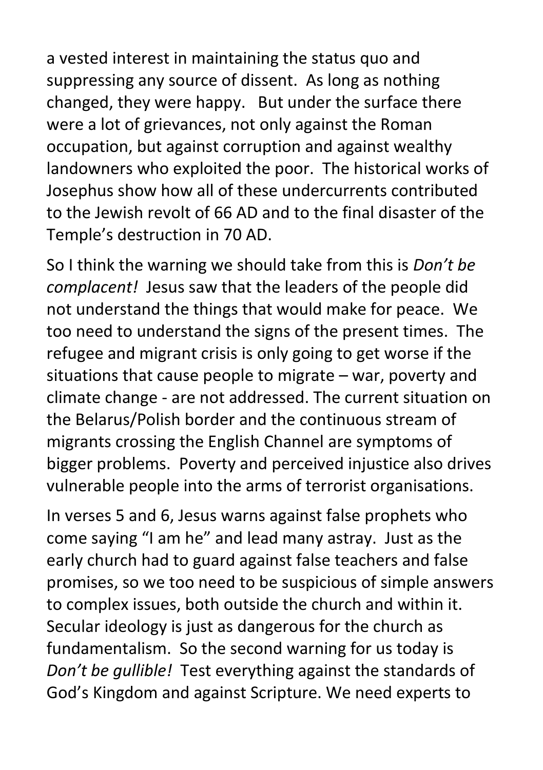a vested interest in maintaining the status quo and suppressing any source of dissent. As long as nothing changed, they were happy. But under the surface there were a lot of grievances, not only against the Roman occupation, but against corruption and against wealthy landowners who exploited the poor. The historical works of Josephus show how all of these undercurrents contributed to the Jewish revolt of 66 AD and to the final disaster of the Temple's destruction in 70 AD.

So I think the warning we should take from this is *Don't be complacent!* Jesus saw that the leaders of the people did not understand the things that would make for peace. We too need to understand the signs of the present times. The refugee and migrant crisis is only going to get worse if the situations that cause people to migrate – war, poverty and climate change - are not addressed. The current situation on the Belarus/Polish border and the continuous stream of migrants crossing the English Channel are symptoms of bigger problems. Poverty and perceived injustice also drives vulnerable people into the arms of terrorist organisations.

In verses 5 and 6, Jesus warns against false prophets who come saying "I am he" and lead many astray. Just as the early church had to guard against false teachers and false promises, so we too need to be suspicious of simple answers to complex issues, both outside the church and within it. Secular ideology is just as dangerous for the church as fundamentalism. So the second warning for us today is *Don't be gullible!* Test everything against the standards of God's Kingdom and against Scripture. We need experts to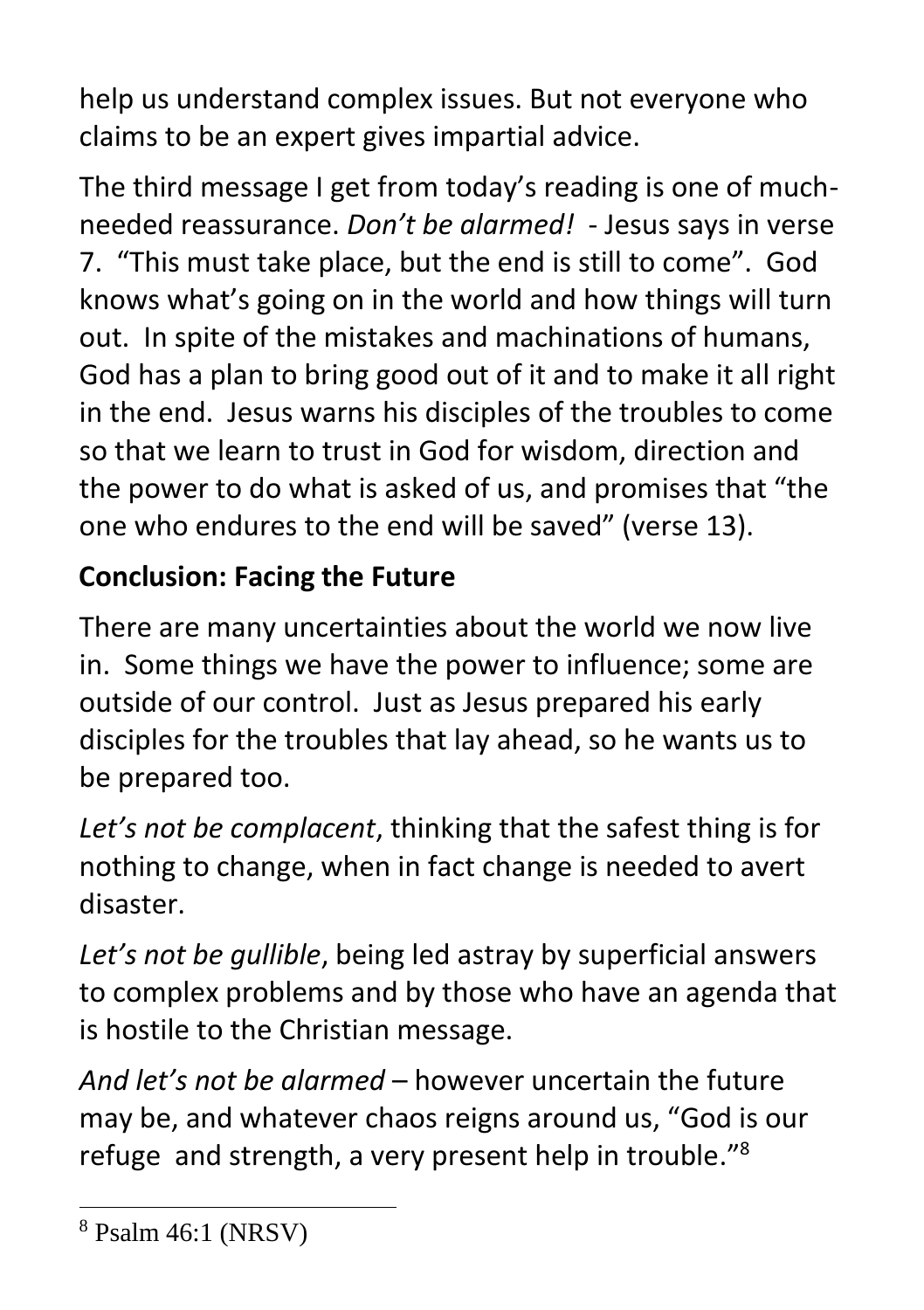help us understand complex issues. But not everyone who claims to be an expert gives impartial advice.

The third message I get from today's reading is one of much-needed reassurance. *Don't be alarmed!* - Jesus says in verse 7. "This must take place, but the end is still to come". God knows what's going on in the world and how things will turn out. In spite of the mistakes and machinations of humans, God has a plan to bring good out of it and to make it all right in the end. Jesus warns his disciples of the troubles to come so that we learn to trust in God for wisdom, direction and the power to do what is asked of us, and promises that "the one who endures to the end will be saved" (verse 13).

## Conclusion: Facing the Future

There are many uncertainties about the world we now live in. Some things we have the power to influence; some are outside of our control. Just as Jesus prepared his early disciples for the troubles that lay ahead, so he wants us to be prepared too.

*Let's not be complacent*, thinking that the safest thing is for nothing to change, when in fact change is needed to avert disaster.

*Let's not be gullible*, being led astray by superficial answers to complex problems and by those who have an agenda that is hostile to the Christian message.

*And let's not be alarmed* – however uncertain the future may be, and whatever chaos reigns around us, "God is our refuge and strength, a very present help in trouble."[8]

---

[8] Psalm 46:1 (NRSV)